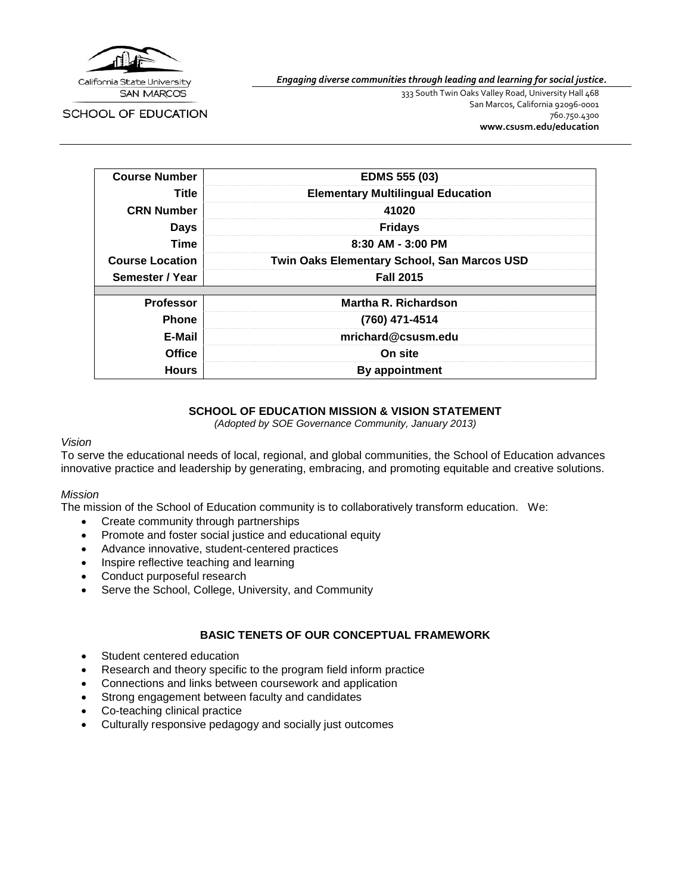California State University SAN MARCOS

SCHOOL OF EDUCATION

*Engaging diverse communities through leading and learning for social justice.*

333 South Twin Oaks Valley Road, University Hall 468
San Marcos, California 92096-0001
760.750.4300
**www.csusm.edu/education**

| | |
|---|---|
| **Course Number** | **EDMS 555 (03)** |
| **Title** | **Elementary Multilingual Education** |
| **CRN Number** | **41020** |
| **Days** | **Fridays** |
| **Time** | **8:30 AM - 3:00 PM** |
| **Course Location** | **Twin Oaks Elementary School, San Marcos USD** |
| **Semester / Year** | **Fall 2015** |
| | |
| **Professor** | **Martha R. Richardson** |
| **Phone** | **(760) 471-4514** |
| **E-Mail** | **mrichard@csusm.edu** |
| **Office** | **On site** |
| **Hours** | **By appointment** |

## SCHOOL OF EDUCATION MISSION & VISION STATEMENT

*(Adopted by SOE Governance Community, January 2013)*

*Vision*

To serve the educational needs of local, regional, and global communities, the School of Education advances innovative practice and leadership by generating, embracing, and promoting equitable and creative solutions.

*Mission*

The mission of the School of Education community is to collaboratively transform education. We:

- Create community through partnerships
- Promote and foster social justice and educational equity
- Advance innovative, student-centered practices
- Inspire reflective teaching and learning
- Conduct purposeful research
- Serve the School, College, University, and Community

## BASIC TENETS OF OUR CONCEPTUAL FRAMEWORK

- Student centered education
- Research and theory specific to the program field inform practice
- Connections and links between coursework and application
- Strong engagement between faculty and candidates
- Co-teaching clinical practice
- Culturally responsive pedagogy and socially just outcomes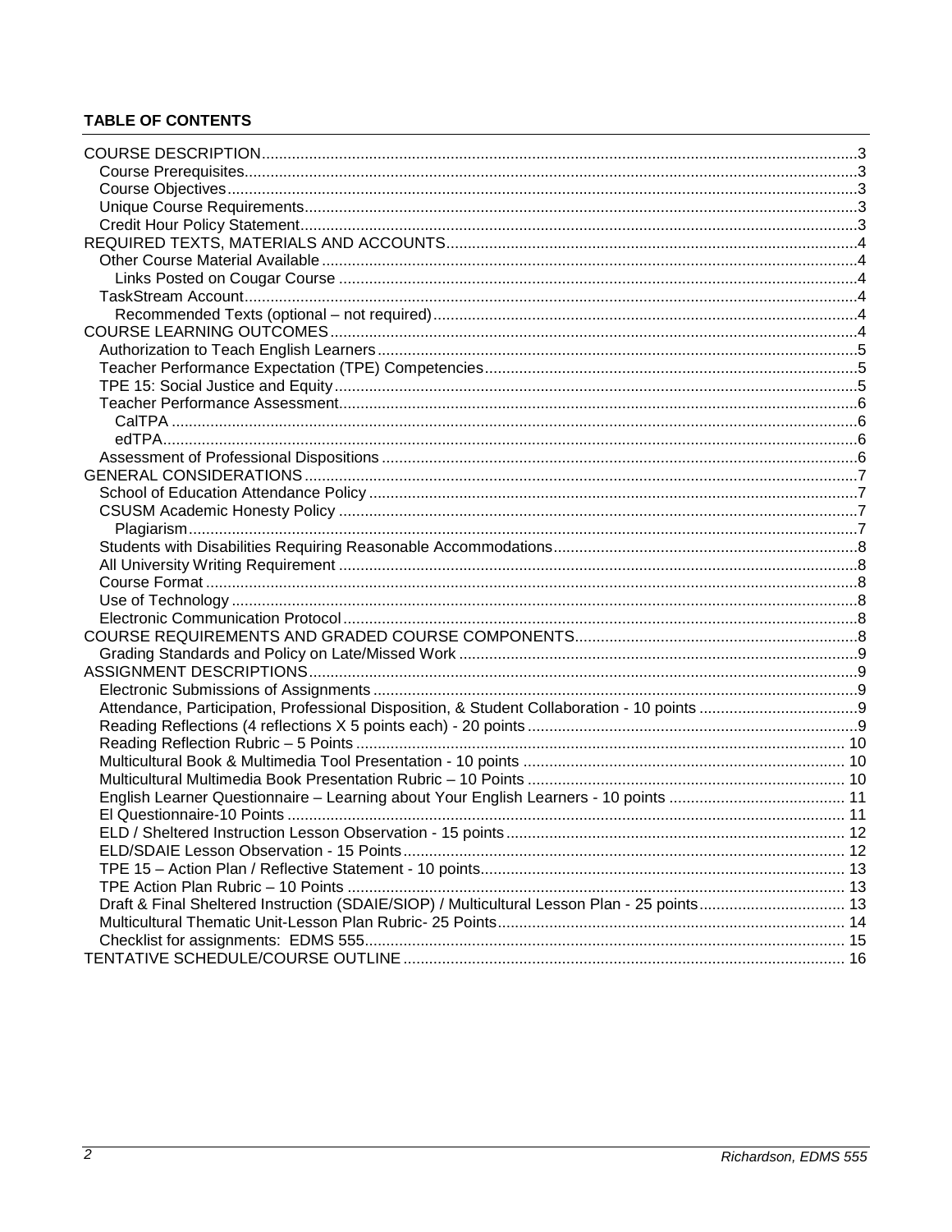**TABLE OF CONTENTS**

- COURSE DESCRIPTION ... 3
  - Course Prerequisites ... 3
  - Course Objectives ... 3
  - Unique Course Requirements ... 3
  - Credit Hour Policy Statement ... 3
- REQUIRED TEXTS, MATERIALS AND ACCOUNTS ... 4
  - Other Course Material Available ... 4
    - Links Posted on Cougar Course ... 4
  - TaskStream Account ... 4
    - Recommended Texts (optional – not required) ... 4
- COURSE LEARNING OUTCOMES ... 4
  - Authorization to Teach English Learners ... 5
  - Teacher Performance Expectation (TPE) Competencies ... 5
  - TPE 15: Social Justice and Equity ... 5
  - Teacher Performance Assessment ... 6
    - CalTPA ... 6
    - edTPA ... 6
  - Assessment of Professional Dispositions ... 6
- GENERAL CONSIDERATIONS ... 7
  - School of Education Attendance Policy ... 7
  - CSUSM Academic Honesty Policy ... 7
    - Plagiarism ... 7
  - Students with Disabilities Requiring Reasonable Accommodations ... 8
  - All University Writing Requirement ... 8
  - Course Format ... 8
  - Use of Technology ... 8
  - Electronic Communication Protocol ... 8
- COURSE REQUIREMENTS AND GRADED COURSE COMPONENTS ... 8
  - Grading Standards and Policy on Late/Missed Work ... 9
- ASSIGNMENT DESCRIPTIONS ... 9
  - Electronic Submissions of Assignments ... 9
  - Attendance, Participation, Professional Disposition, & Student Collaboration - 10 points ... 9
  - Reading Reflections (4 reflections X 5 points each) - 20 points ... 9
  - Reading Reflection Rubric – 5 Points ... 10
  - Multicultural Book & Multimedia Tool Presentation - 10 points ... 10
  - Multicultural Multimedia Book Presentation Rubric – 10 Points ... 10
  - English Learner Questionnaire – Learning about Your English Learners - 10 points ... 11
  - El Questionnaire-10 Points ... 11
  - ELD / Sheltered Instruction Lesson Observation - 15 points ... 12
  - ELD/SDAIE Lesson Observation - 15 Points ... 12
  - TPE 15 – Action Plan / Reflective Statement - 10 points ... 13
  - TPE Action Plan Rubric – 10 Points ... 13
  - Draft & Final Sheltered Instruction (SDAIE/SIOP) / Multicultural Lesson Plan - 25 points ... 13
  - Multicultural Thematic Unit-Lesson Plan Rubric- 25 Points ... 14
  - Checklist for assignments: EDMS 555 ... 15
- TENTATIVE SCHEDULE/COURSE OUTLINE ... 16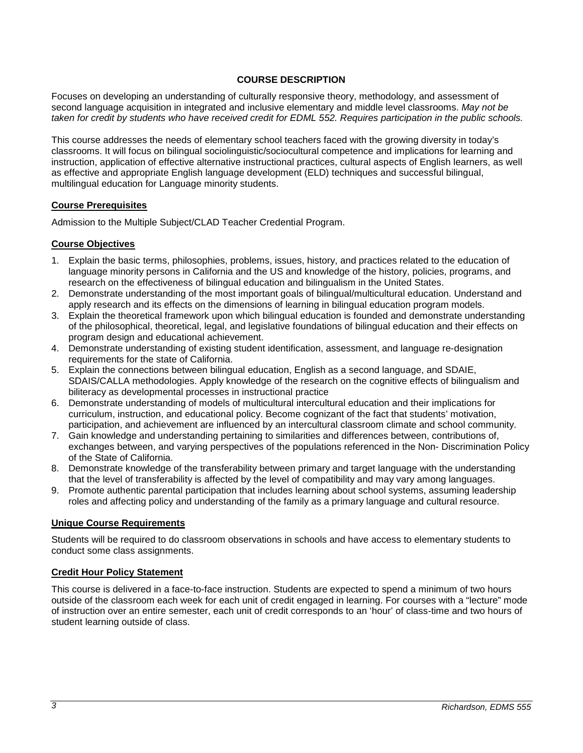## COURSE DESCRIPTION

Focuses on developing an understanding of culturally responsive theory, methodology, and assessment of second language acquisition in integrated and inclusive elementary and middle level classrooms. *May not be taken for credit by students who have received credit for EDML 552. Requires participation in the public schools.*

This course addresses the needs of elementary school teachers faced with the growing diversity in today's classrooms. It will focus on bilingual sociolinguistic/sociocultural competence and implications for learning and instruction, application of effective alternative instructional practices, cultural aspects of English learners, as well as effective and appropriate English language development (ELD) techniques and successful bilingual, multilingual education for Language minority students.

### Course Prerequisites

Admission to the Multiple Subject/CLAD Teacher Credential Program.

### Course Objectives

1. Explain the basic terms, philosophies, problems, issues, history, and practices related to the education of language minority persons in California and the US and knowledge of the history, policies, programs, and research on the effectiveness of bilingual education and bilingualism in the United States.
2. Demonstrate understanding of the most important goals of bilingual/multicultural education. Understand and apply research and its effects on the dimensions of learning in bilingual education program models.
3. Explain the theoretical framework upon which bilingual education is founded and demonstrate understanding of the philosophical, theoretical, legal, and legislative foundations of bilingual education and their effects on program design and educational achievement.
4. Demonstrate understanding of existing student identification, assessment, and language re-designation requirements for the state of California.
5. Explain the connections between bilingual education, English as a second language, and SDAIE, SDAIS/CALLA methodologies. Apply knowledge of the research on the cognitive effects of bilingualism and biliteracy as developmental processes in instructional practice
6. Demonstrate understanding of models of multicultural intercultural education and their implications for curriculum, instruction, and educational policy. Become cognizant of the fact that students' motivation, participation, and achievement are influenced by an intercultural classroom climate and school community.
7. Gain knowledge and understanding pertaining to similarities and differences between, contributions of, exchanges between, and varying perspectives of the populations referenced in the Non- Discrimination Policy of the State of California.
8. Demonstrate knowledge of the transferability between primary and target language with the understanding that the level of transferability is affected by the level of compatibility and may vary among languages.
9. Promote authentic parental participation that includes learning about school systems, assuming leadership roles and affecting policy and understanding of the family as a primary language and cultural resource.

### Unique Course Requirements

Students will be required to do classroom observations in schools and have access to elementary students to conduct some class assignments.

### Credit Hour Policy Statement

This course is delivered in a face-to-face instruction. Students are expected to spend a minimum of two hours outside of the classroom each week for each unit of credit engaged in learning. For courses with a "lecture" mode of instruction over an entire semester, each unit of credit corresponds to an 'hour' of class-time and two hours of student learning outside of class.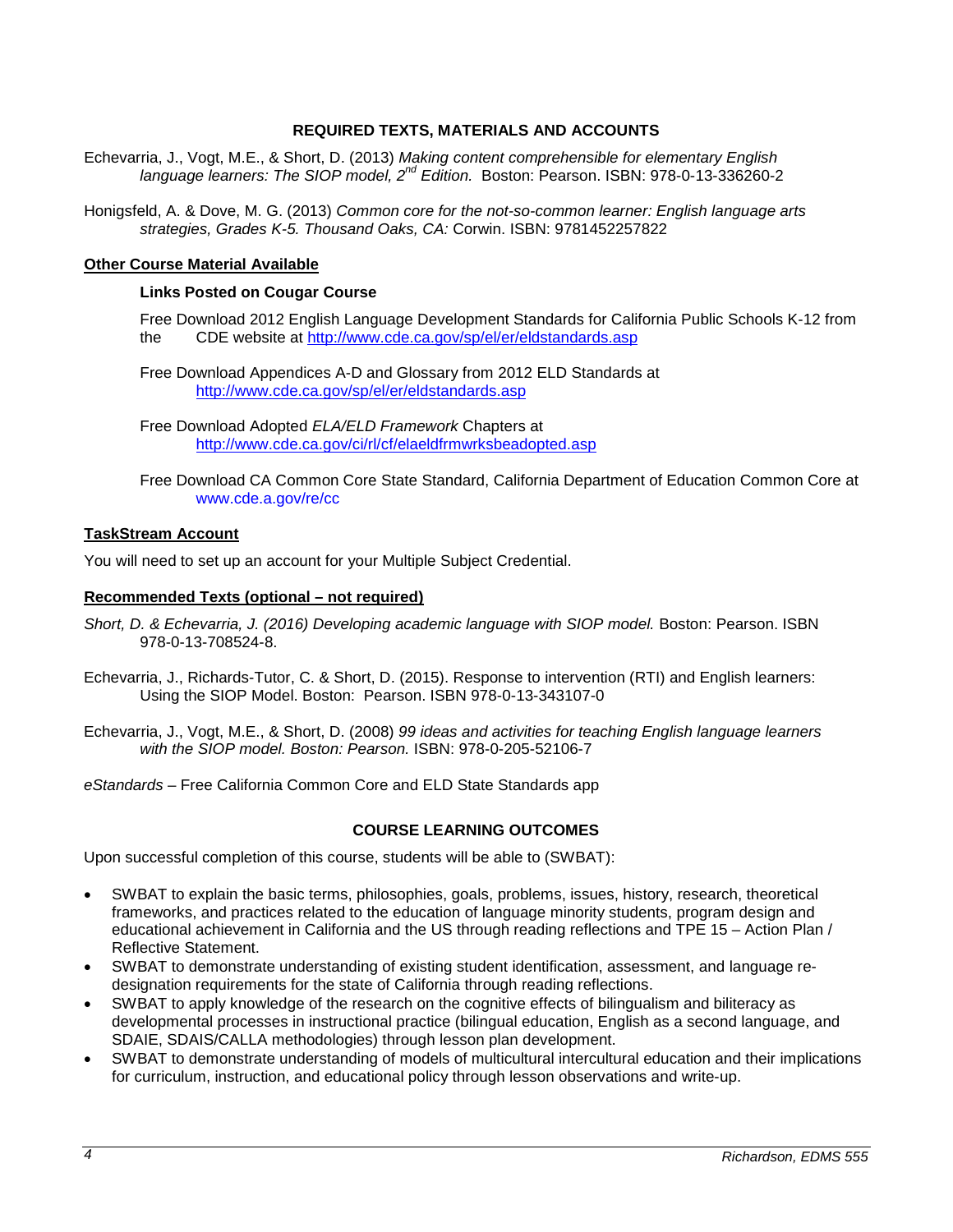## REQUIRED TEXTS, MATERIALS AND ACCOUNTS

Echevarria, J., Vogt, M.E., & Short, D. (2013) *Making content comprehensible for elementary English language learners: The SIOP model, 2nd Edition.* Boston: Pearson. ISBN: 978-0-13-336260-2

Honigsfeld, A. & Dove, M. G. (2013) *Common core for the not-so-common learner: English language arts strategies, Grades K-5. Thousand Oaks, CA:* Corwin. ISBN: 9781452257822

### Other Course Material Available

**Links Posted on Cougar Course**

Free Download 2012 English Language Development Standards for California Public Schools K-12 from the CDE website at http://www.cde.ca.gov/sp/el/er/eldstandards.asp

Free Download Appendices A-D and Glossary from 2012 ELD Standards at http://www.cde.ca.gov/sp/el/er/eldstandards.asp

Free Download Adopted *ELA/ELD Framework* Chapters at http://www.cde.ca.gov/ci/rl/cf/elaeldfrmwrksbeadopted.asp

Free Download CA Common Core State Standard, California Department of Education Common Core at www.cde.a.gov/re/cc

### TaskStream Account

You will need to set up an account for your Multiple Subject Credential.

### Recommended Texts (optional – not required)

*Short, D. & Echevarria, J. (2016) Developing academic language with SIOP model.* Boston: Pearson. ISBN 978-0-13-708524-8.

Echevarria, J., Richards-Tutor, C. & Short, D. (2015). Response to intervention (RTI) and English learners: Using the SIOP Model. Boston: Pearson. ISBN 978-0-13-343107-0

Echevarria, J., Vogt, M.E., & Short, D. (2008) *99 ideas and activities for teaching English language learners with the SIOP model. Boston: Pearson.* ISBN: 978-0-205-52106-7

*eStandards* – Free California Common Core and ELD State Standards app

## COURSE LEARNING OUTCOMES

Upon successful completion of this course, students will be able to (SWBAT):

- SWBAT to explain the basic terms, philosophies, goals, problems, issues, history, research, theoretical frameworks, and practices related to the education of language minority students, program design and educational achievement in California and the US through reading reflections and TPE 15 – Action Plan / Reflective Statement.
- SWBAT to demonstrate understanding of existing student identification, assessment, and language re-designation requirements for the state of California through reading reflections.
- SWBAT to apply knowledge of the research on the cognitive effects of bilingualism and biliteracy as developmental processes in instructional practice (bilingual education, English as a second language, and SDAIE, SDAIS/CALLA methodologies) through lesson plan development.
- SWBAT to demonstrate understanding of models of multicultural intercultural education and their implications for curriculum, instruction, and educational policy through lesson observations and write-up.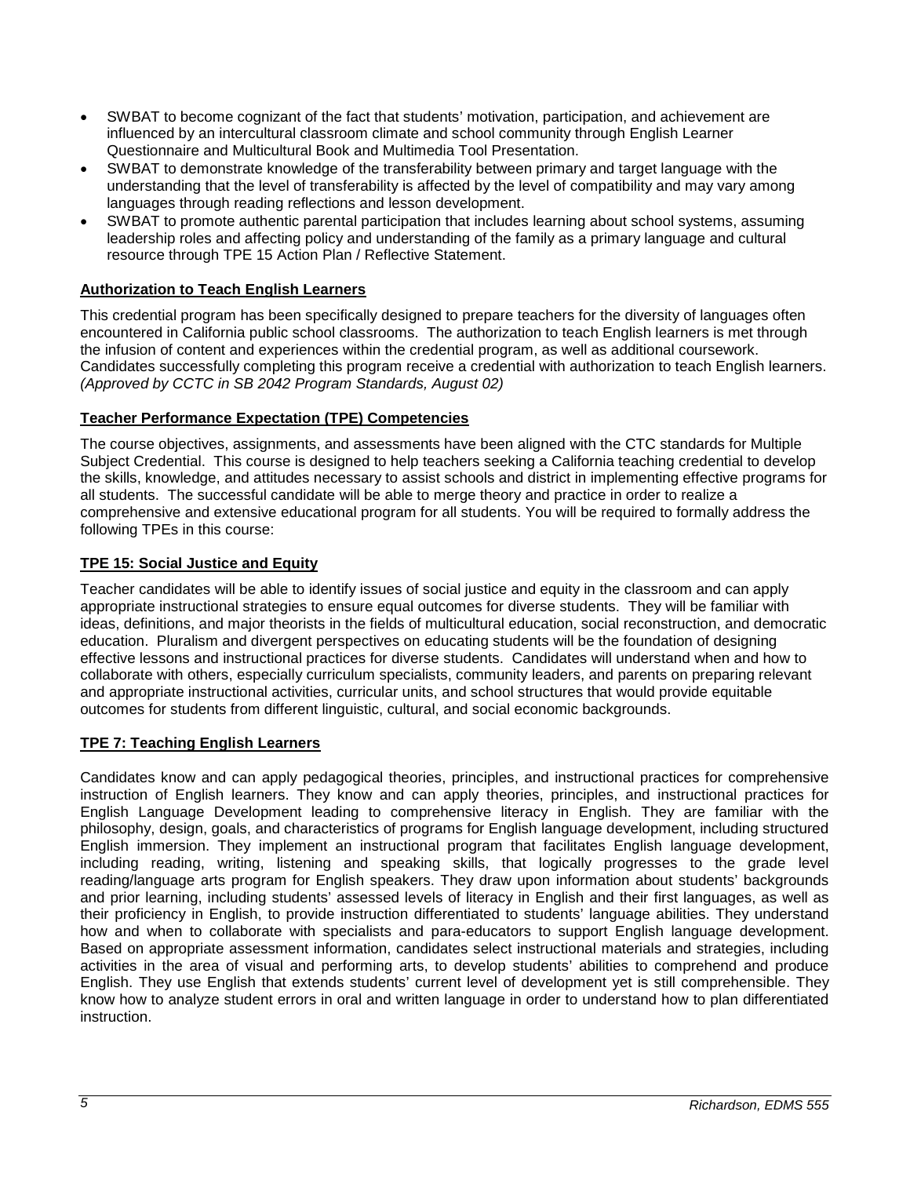- SWBAT to become cognizant of the fact that students' motivation, participation, and achievement are influenced by an intercultural classroom climate and school community through English Learner Questionnaire and Multicultural Book and Multimedia Tool Presentation.
- SWBAT to demonstrate knowledge of the transferability between primary and target language with the understanding that the level of transferability is affected by the level of compatibility and may vary among languages through reading reflections and lesson development.
- SWBAT to promote authentic parental participation that includes learning about school systems, assuming leadership roles and affecting policy and understanding of the family as a primary language and cultural resource through TPE 15 Action Plan / Reflective Statement.

## Authorization to Teach English Learners

This credential program has been specifically designed to prepare teachers for the diversity of languages often encountered in California public school classrooms. The authorization to teach English learners is met through the infusion of content and experiences within the credential program, as well as additional coursework. Candidates successfully completing this program receive a credential with authorization to teach English learners. *(Approved by CCTC in SB 2042 Program Standards, August 02)*

## Teacher Performance Expectation (TPE) Competencies

The course objectives, assignments, and assessments have been aligned with the CTC standards for Multiple Subject Credential. This course is designed to help teachers seeking a California teaching credential to develop the skills, knowledge, and attitudes necessary to assist schools and district in implementing effective programs for all students. The successful candidate will be able to merge theory and practice in order to realize a comprehensive and extensive educational program for all students. You will be required to formally address the following TPEs in this course:

## TPE 15: Social Justice and Equity

Teacher candidates will be able to identify issues of social justice and equity in the classroom and can apply appropriate instructional strategies to ensure equal outcomes for diverse students. They will be familiar with ideas, definitions, and major theorists in the fields of multicultural education, social reconstruction, and democratic education. Pluralism and divergent perspectives on educating students will be the foundation of designing effective lessons and instructional practices for diverse students. Candidates will understand when and how to collaborate with others, especially curriculum specialists, community leaders, and parents on preparing relevant and appropriate instructional activities, curricular units, and school structures that would provide equitable outcomes for students from different linguistic, cultural, and social economic backgrounds.

## TPE 7: Teaching English Learners

Candidates know and can apply pedagogical theories, principles, and instructional practices for comprehensive instruction of English learners. They know and can apply theories, principles, and instructional practices for English Language Development leading to comprehensive literacy in English. They are familiar with the philosophy, design, goals, and characteristics of programs for English language development, including structured English immersion. They implement an instructional program that facilitates English language development, including reading, writing, listening and speaking skills, that logically progresses to the grade level reading/language arts program for English speakers. They draw upon information about students' backgrounds and prior learning, including students' assessed levels of literacy in English and their first languages, as well as their proficiency in English, to provide instruction differentiated to students' language abilities. They understand how and when to collaborate with specialists and para-educators to support English language development. Based on appropriate assessment information, candidates select instructional materials and strategies, including activities in the area of visual and performing arts, to develop students' abilities to comprehend and produce English. They use English that extends students' current level of development yet is still comprehensible. They know how to analyze student errors in oral and written language in order to understand how to plan differentiated instruction.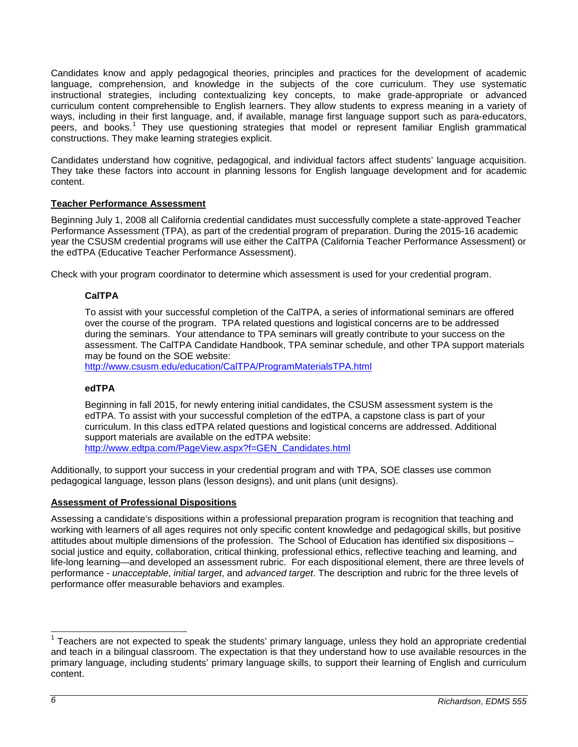Candidates know and apply pedagogical theories, principles and practices for the development of academic language, comprehension, and knowledge in the subjects of the core curriculum. They use systematic instructional strategies, including contextualizing key concepts, to make grade-appropriate or advanced curriculum content comprehensible to English learners. They allow students to express meaning in a variety of ways, including in their first language, and, if available, manage first language support such as para-educators, peers, and books.[1] They use questioning strategies that model or represent familiar English grammatical constructions. They make learning strategies explicit.

Candidates understand how cognitive, pedagogical, and individual factors affect students' language acquisition. They take these factors into account in planning lessons for English language development and for academic content.

## Teacher Performance Assessment

Beginning July 1, 2008 all California credential candidates must successfully complete a state-approved Teacher Performance Assessment (TPA), as part of the credential program of preparation. During the 2015-16 academic year the CSUSM credential programs will use either the CalTPA (California Teacher Performance Assessment) or the edTPA (Educative Teacher Performance Assessment).

Check with your program coordinator to determine which assessment is used for your credential program.

### CalTPA

To assist with your successful completion of the CalTPA, a series of informational seminars are offered over the course of the program. TPA related questions and logistical concerns are to be addressed during the seminars. Your attendance to TPA seminars will greatly contribute to your success on the assessment. The CalTPA Candidate Handbook, TPA seminar schedule, and other TPA support materials may be found on the SOE website:
http://www.csusm.edu/education/CalTPA/ProgramMaterialsTPA.html

### edTPA

Beginning in fall 2015, for newly entering initial candidates, the CSUSM assessment system is the edTPA. To assist with your successful completion of the edTPA, a capstone class is part of your curriculum. In this class edTPA related questions and logistical concerns are addressed. Additional support materials are available on the edTPA website:
http://www.edtpa.com/PageView.aspx?f=GEN_Candidates.html

Additionally, to support your success in your credential program and with TPA, SOE classes use common pedagogical language, lesson plans (lesson designs), and unit plans (unit designs).

## Assessment of Professional Dispositions

Assessing a candidate's dispositions within a professional preparation program is recognition that teaching and working with learners of all ages requires not only specific content knowledge and pedagogical skills, but positive attitudes about multiple dimensions of the profession. The School of Education has identified six dispositions – social justice and equity, collaboration, critical thinking, professional ethics, reflective teaching and learning, and life-long learning—and developed an assessment rubric. For each dispositional element, there are three levels of performance - *unacceptable*, *initial target*, and *advanced target*. The description and rubric for the three levels of performance offer measurable behaviors and examples.

---

[1] Teachers are not expected to speak the students' primary language, unless they hold an appropriate credential and teach in a bilingual classroom. The expectation is that they understand how to use available resources in the primary language, including students' primary language skills, to support their learning of English and curriculum content.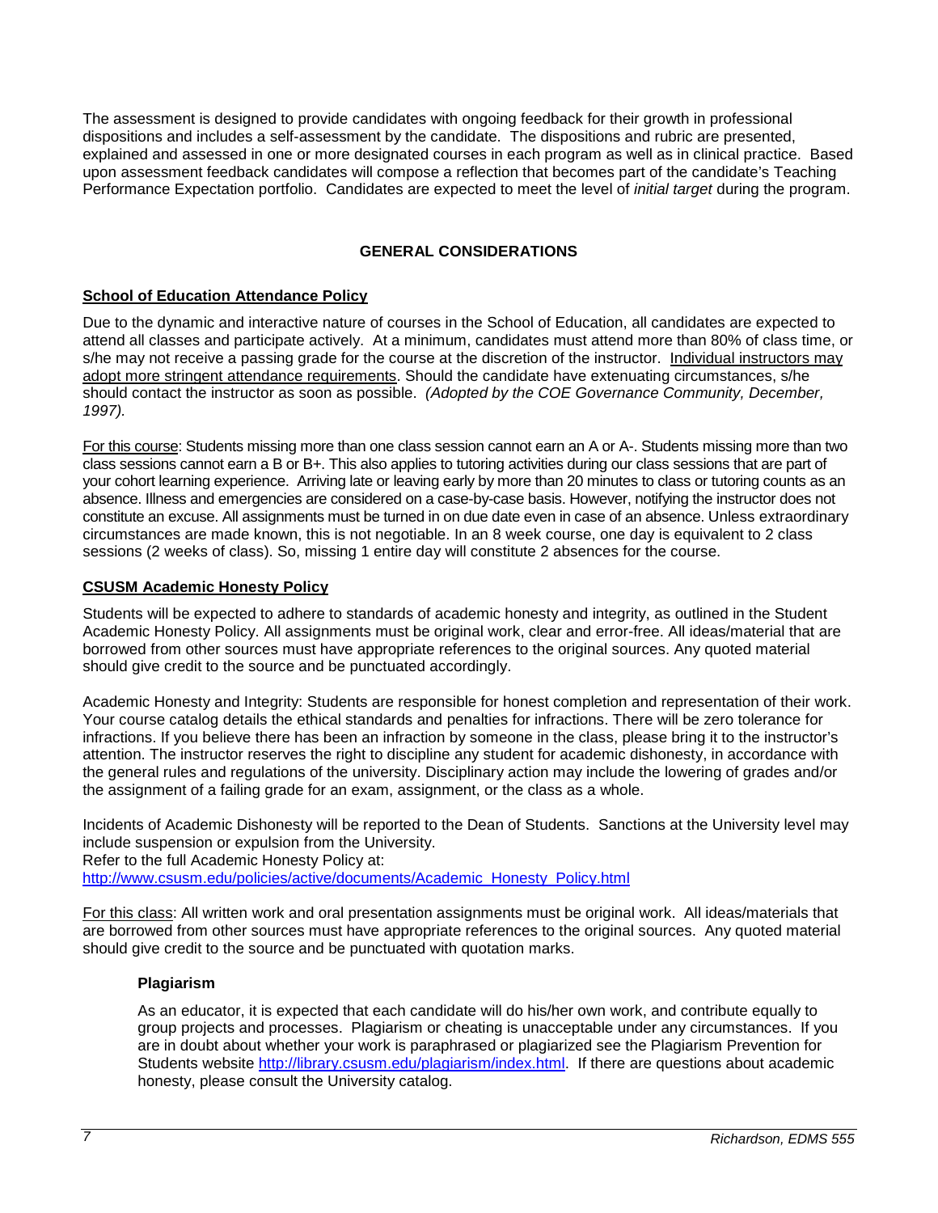The assessment is designed to provide candidates with ongoing feedback for their growth in professional dispositions and includes a self-assessment by the candidate. The dispositions and rubric are presented, explained and assessed in one or more designated courses in each program as well as in clinical practice. Based upon assessment feedback candidates will compose a reflection that becomes part of the candidate's Teaching Performance Expectation portfolio. Candidates are expected to meet the level of *initial target* during the program.

## GENERAL CONSIDERATIONS

### School of Education Attendance Policy

Due to the dynamic and interactive nature of courses in the School of Education, all candidates are expected to attend all classes and participate actively. At a minimum, candidates must attend more than 80% of class time, or s/he may not receive a passing grade for the course at the discretion of the instructor. Individual instructors may adopt more stringent attendance requirements. Should the candidate have extenuating circumstances, s/he should contact the instructor as soon as possible. *(Adopted by the COE Governance Community, December, 1997).*

For this course: Students missing more than one class session cannot earn an A or A-. Students missing more than two class sessions cannot earn a B or B+. This also applies to tutoring activities during our class sessions that are part of your cohort learning experience. Arriving late or leaving early by more than 20 minutes to class or tutoring counts as an absence. Illness and emergencies are considered on a case-by-case basis. However, notifying the instructor does not constitute an excuse. All assignments must be turned in on due date even in case of an absence. Unless extraordinary circumstances are made known, this is not negotiable. In an 8 week course, one day is equivalent to 2 class sessions (2 weeks of class). So, missing 1 entire day will constitute 2 absences for the course.

### CSUSM Academic Honesty Policy

Students will be expected to adhere to standards of academic honesty and integrity, as outlined in the Student Academic Honesty Policy. All assignments must be original work, clear and error-free. All ideas/material that are borrowed from other sources must have appropriate references to the original sources. Any quoted material should give credit to the source and be punctuated accordingly.

Academic Honesty and Integrity: Students are responsible for honest completion and representation of their work. Your course catalog details the ethical standards and penalties for infractions. There will be zero tolerance for infractions. If you believe there has been an infraction by someone in the class, please bring it to the instructor's attention. The instructor reserves the right to discipline any student for academic dishonesty, in accordance with the general rules and regulations of the university. Disciplinary action may include the lowering of grades and/or the assignment of a failing grade for an exam, assignment, or the class as a whole.

Incidents of Academic Dishonesty will be reported to the Dean of Students. Sanctions at the University level may include suspension or expulsion from the University.
Refer to the full Academic Honesty Policy at:
http://www.csusm.edu/policies/active/documents/Academic_Honesty_Policy.html

For this class: All written work and oral presentation assignments must be original work. All ideas/materials that are borrowed from other sources must have appropriate references to the original sources. Any quoted material should give credit to the source and be punctuated with quotation marks.

#### Plagiarism

As an educator, it is expected that each candidate will do his/her own work, and contribute equally to group projects and processes. Plagiarism or cheating is unacceptable under any circumstances. If you are in doubt about whether your work is paraphrased or plagiarized see the Plagiarism Prevention for Students website http://library.csusm.edu/plagiarism/index.html. If there are questions about academic honesty, please consult the University catalog.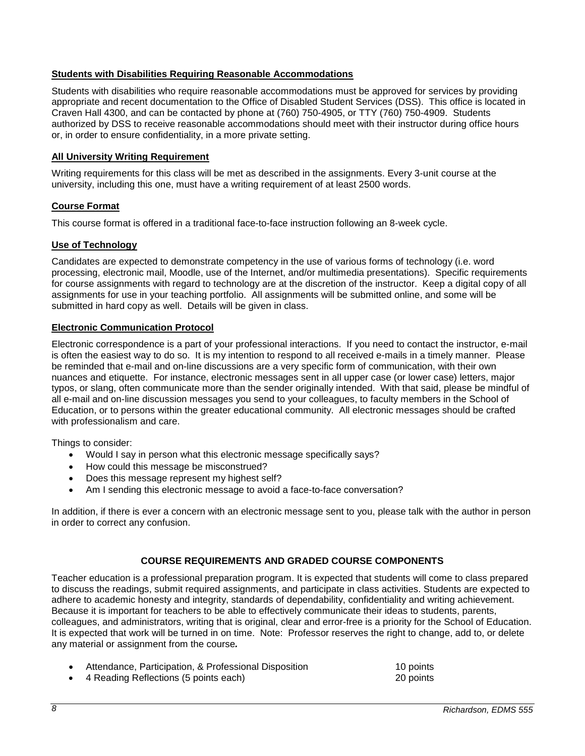### Students with Disabilities Requiring Reasonable Accommodations

Students with disabilities who require reasonable accommodations must be approved for services by providing appropriate and recent documentation to the Office of Disabled Student Services (DSS). This office is located in Craven Hall 4300, and can be contacted by phone at (760) 750-4905, or TTY (760) 750-4909. Students authorized by DSS to receive reasonable accommodations should meet with their instructor during office hours or, in order to ensure confidentiality, in a more private setting.

### All University Writing Requirement

Writing requirements for this class will be met as described in the assignments. Every 3-unit course at the university, including this one, must have a writing requirement of at least 2500 words.

### Course Format

This course format is offered in a traditional face-to-face instruction following an 8-week cycle.

### Use of Technology

Candidates are expected to demonstrate competency in the use of various forms of technology (i.e. word processing, electronic mail, Moodle, use of the Internet, and/or multimedia presentations). Specific requirements for course assignments with regard to technology are at the discretion of the instructor. Keep a digital copy of all assignments for use in your teaching portfolio. All assignments will be submitted online, and some will be submitted in hard copy as well. Details will be given in class.

### Electronic Communication Protocol

Electronic correspondence is a part of your professional interactions. If you need to contact the instructor, e-mail is often the easiest way to do so. It is my intention to respond to all received e-mails in a timely manner. Please be reminded that e-mail and on-line discussions are a very specific form of communication, with their own nuances and etiquette. For instance, electronic messages sent in all upper case (or lower case) letters, major typos, or slang, often communicate more than the sender originally intended. With that said, please be mindful of all e-mail and on-line discussion messages you send to your colleagues, to faculty members in the School of Education, or to persons within the greater educational community. All electronic messages should be crafted with professionalism and care.

Things to consider:

- Would I say in person what this electronic message specifically says?
- How could this message be misconstrued?
- Does this message represent my highest self?
- Am I sending this electronic message to avoid a face-to-face conversation?

In addition, if there is ever a concern with an electronic message sent to you, please talk with the author in person in order to correct any confusion.

## COURSE REQUIREMENTS AND GRADED COURSE COMPONENTS

Teacher education is a professional preparation program. It is expected that students will come to class prepared to discuss the readings, submit required assignments, and participate in class activities. Students are expected to adhere to academic honesty and integrity, standards of dependability, confidentiality and writing achievement. Because it is important for teachers to be able to effectively communicate their ideas to students, parents, colleagues, and administrators, writing that is original, clear and error-free is a priority for the School of Education. It is expected that work will be turned in on time. Note: Professor reserves the right to change, add to, or delete any material or assignment from the course**.**

- Attendance, Participation, & Professional Disposition — 10 points
- 4 Reading Reflections (5 points each) — 20 points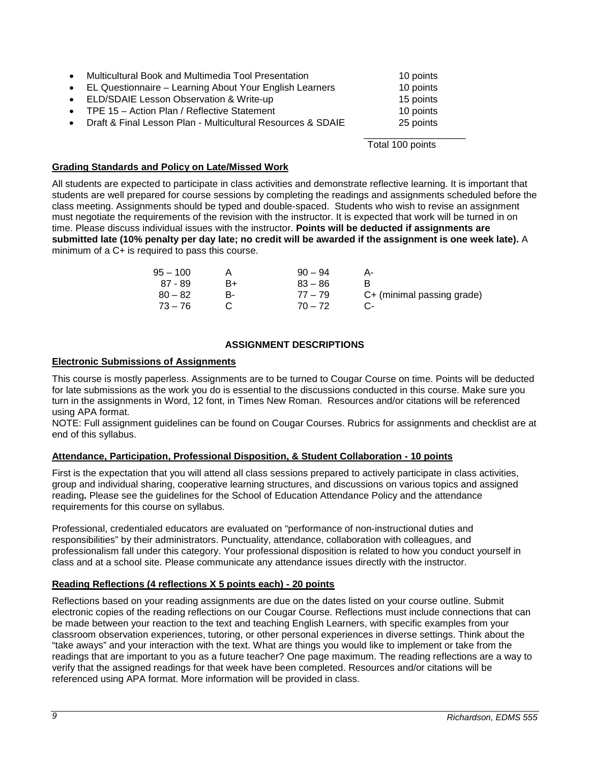- Multicultural Book and Multimedia Tool Presentation 10 points
- EL Questionnaire – Learning About Your English Learners 10 points
- ELD/SDAIE Lesson Observation & Write-up 15 points
- TPE 15 – Action Plan / Reflective Statement 10 points
- Draft & Final Lesson Plan - Multicultural Resources & SDAIE 25 points

Total 100 points

**Grading Standards and Policy on Late/Missed Work**

All students are expected to participate in class activities and demonstrate reflective learning. It is important that students are well prepared for course sessions by completing the readings and assignments scheduled before the class meeting. Assignments should be typed and double-spaced. Students who wish to revise an assignment must negotiate the requirements of the revision with the instructor. It is expected that work will be turned in on time. Please discuss individual issues with the instructor. **Points will be deducted if assignments are submitted late (10% penalty per day late; no credit will be awarded if the assignment is one week late).** A minimum of a C+ is required to pass this course.

| | | | |
|---|---|---|---|
| 95 – 100 | A | 90 – 94 | A- |
| 87 - 89 | B+ | 83 – 86 | B |
| 80 – 82 | B- | 77 – 79 | C+ (minimal passing grade) |
| 73 – 76 | C | 70 – 72 | C- |

## ASSIGNMENT DESCRIPTIONS

**Electronic Submissions of Assignments**

This course is mostly paperless. Assignments are to be turned to Cougar Course on time. Points will be deducted for late submissions as the work you do is essential to the discussions conducted in this course. Make sure you turn in the assignments in Word, 12 font, in Times New Roman. Resources and/or citations will be referenced using APA format.

NOTE: Full assignment guidelines can be found on Cougar Courses. Rubrics for assignments and checklist are at end of this syllabus.

**Attendance, Participation, Professional Disposition, & Student Collaboration - 10 points**

First is the expectation that you will attend all class sessions prepared to actively participate in class activities, group and individual sharing, cooperative learning structures, and discussions on various topics and assigned reading**.** Please see the guidelines for the School of Education Attendance Policy and the attendance requirements for this course on syllabus.

Professional, credentialed educators are evaluated on "performance of non-instructional duties and responsibilities" by their administrators. Punctuality, attendance, collaboration with colleagues, and professionalism fall under this category. Your professional disposition is related to how you conduct yourself in class and at a school site. Please communicate any attendance issues directly with the instructor.

**Reading Reflections (4 reflections X 5 points each) - 20 points**

Reflections based on your reading assignments are due on the dates listed on your course outline. Submit electronic copies of the reading reflections on our Cougar Course. Reflections must include connections that can be made between your reaction to the text and teaching English Learners, with specific examples from your classroom observation experiences, tutoring, or other personal experiences in diverse settings. Think about the "take aways" and your interaction with the text. What are things you would like to implement or take from the readings that are important to you as a future teacher? One page maximum. The reading reflections are a way to verify that the assigned readings for that week have been completed. Resources and/or citations will be referenced using APA format. More information will be provided in class.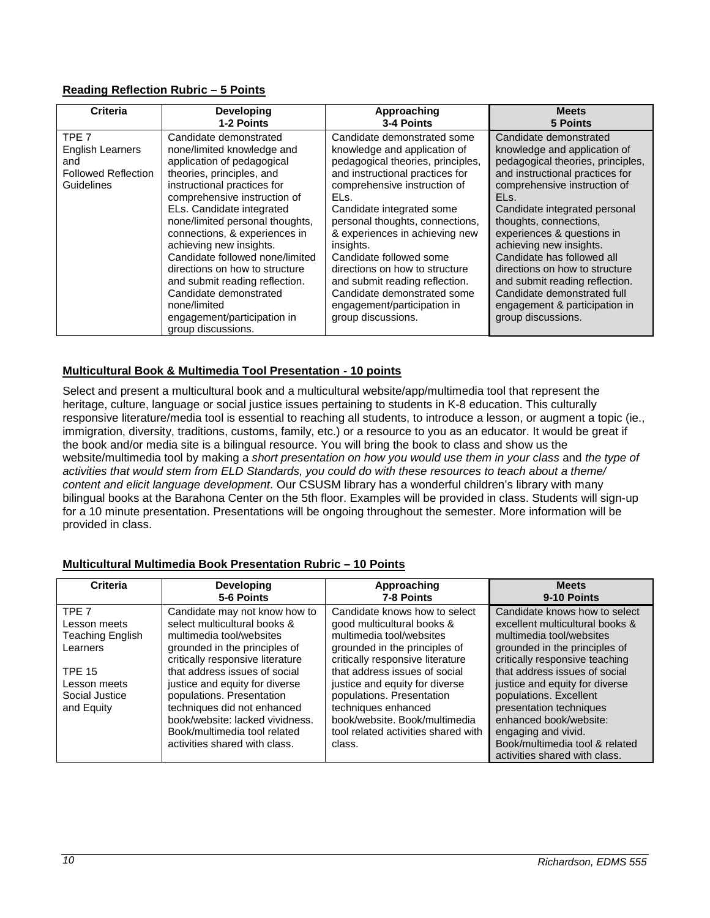**Reading Reflection Rubric – 5 Points**

| Criteria | Developing<br>1-2 Points | Approaching<br>3-4 Points | Meets<br>5 Points |
|---|---|---|---|
| TPE 7<br>English Learners and<br>Followed Reflection Guidelines | Candidate demonstrated none/limited knowledge and application of pedagogical theories, principles, and instructional practices for comprehensive instruction of ELs. Candidate integrated none/limited personal thoughts, connections, & experiences in achieving new insights.<br>Candidate followed none/limited directions on how to structure and submit reading reflection.<br>Candidate demonstrated none/limited engagement/participation in group discussions. | Candidate demonstrated some knowledge and application of pedagogical theories, principles, and instructional practices for comprehensive instruction of ELs.<br>Candidate integrated some personal thoughts, connections, & experiences in achieving new insights.<br>Candidate followed some directions on how to structure and submit reading reflection.<br>Candidate demonstrated some engagement/participation in group discussions. | Candidate demonstrated knowledge and application of pedagogical theories, principles, and instructional practices for comprehensive instruction of ELs.<br>Candidate integrated personal thoughts, connections, experiences & questions in achieving new insights.<br>Candidate has followed all directions on how to structure and submit reading reflection.<br>Candidate demonstrated full engagement & participation in group discussions. |

**Multicultural Book & Multimedia Tool Presentation - 10 points**

Select and present a multicultural book and a multicultural website/app/multimedia tool that represent the heritage, culture, language or social justice issues pertaining to students in K-8 education. This culturally responsive literature/media tool is essential to reaching all students, to introduce a lesson, or augment a topic (ie., immigration, diversity, traditions, customs, family, etc.) or a resource to you as an educator. It would be great if the book and/or media site is a bilingual resource. You will bring the book to class and show us the website/multimedia tool by making a *short presentation on how you would use them in your class* and *the type of activities that would stem from ELD Standards, you could do with these resources to teach about a theme/ content and elicit language development*. Our CSUSM library has a wonderful children's library with many bilingual books at the Barahona Center on the 5th floor. Examples will be provided in class. Students will sign-up for a 10 minute presentation. Presentations will be ongoing throughout the semester. More information will be provided in class.

**Multicultural Multimedia Book Presentation Rubric – 10 Points**

| Criteria | Developing<br>5-6 Points | Approaching<br>7-8 Points | Meets<br>9-10 Points |
|---|---|---|---|
| TPE 7<br>Lesson meets Teaching English Learners<br><br>TPE 15<br>Lesson meets Social Justice and Equity | Candidate may not know how to select multicultural books & multimedia tool/websites grounded in the principles of critically responsive literature that address issues of social justice and equity for diverse populations. Presentation techniques did not enhanced book/website: lacked vividness. Book/multimedia tool related activities shared with class. | Candidate knows how to select good multicultural books & multimedia tool/websites grounded in the principles of critically responsive literature that address issues of social justice and equity for diverse populations. Presentation techniques enhanced book/website. Book/multimedia tool related activities shared with class. | Candidate knows how to select excellent multicultural books & multimedia tool/websites grounded in the principles of critically responsive teaching that address issues of social justice and equity for diverse populations. Excellent presentation techniques enhanced book/website: engaging and vivid.<br>Book/multimedia tool & related activities shared with class. |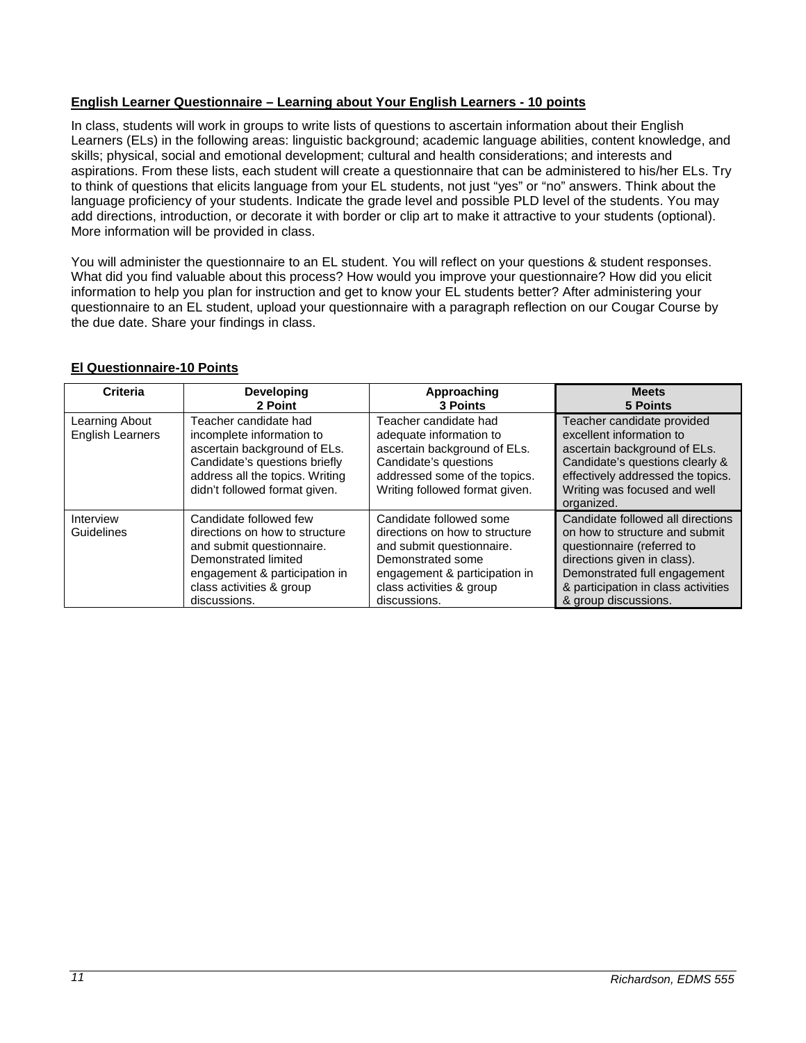**English Learner Questionnaire – Learning about Your English Learners - 10 points**

In class, students will work in groups to write lists of questions to ascertain information about their English Learners (ELs) in the following areas: linguistic background; academic language abilities, content knowledge, and skills; physical, social and emotional development; cultural and health considerations; and interests and aspirations. From these lists, each student will create a questionnaire that can be administered to his/her ELs. Try to think of questions that elicits language from your EL students, not just "yes" or "no" answers. Think about the language proficiency of your students. Indicate the grade level and possible PLD level of the students. You may add directions, introduction, or decorate it with border or clip art to make it attractive to your students (optional). More information will be provided in class.

You will administer the questionnaire to an EL student. You will reflect on your questions & student responses. What did you find valuable about this process? How would you improve your questionnaire? How did you elicit information to help you plan for instruction and get to know your EL students better? After administering your questionnaire to an EL student, upload your questionnaire with a paragraph reflection on our Cougar Course by the due date. Share your findings in class.

**El Questionnaire-10 Points**

| Criteria | Developing 2 Point | Approaching 3 Points | Meets 5 Points |
|---|---|---|---|
| Learning About English Learners | Teacher candidate had incomplete information to ascertain background of ELs. Candidate's questions briefly address all the topics. Writing didn't followed format given. | Teacher candidate had adequate information to ascertain background of ELs. Candidate's questions addressed some of the topics. Writing followed format given. | Teacher candidate provided excellent information to ascertain background of ELs. Candidate's questions clearly & effectively addressed the topics. Writing was focused and well organized. |
| Interview Guidelines | Candidate followed few directions on how to structure and submit questionnaire. Demonstrated limited engagement & participation in class activities & group discussions. | Candidate followed some directions on how to structure and submit questionnaire. Demonstrated some engagement & participation in class activities & group discussions. | Candidate followed all directions on how to structure and submit questionnaire (referred to directions given in class). Demonstrated full engagement & participation in class activities & group discussions. |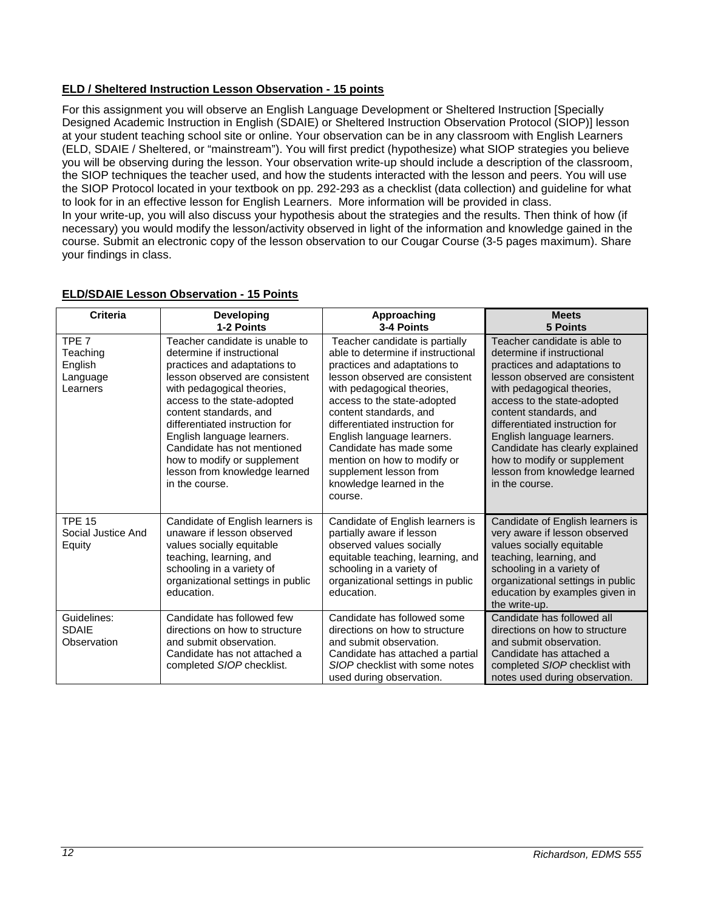**ELD / Sheltered Instruction Lesson Observation - 15 points**

For this assignment you will observe an English Language Development or Sheltered Instruction [Specially Designed Academic Instruction in English (SDAIE) or Sheltered Instruction Observation Protocol (SIOP)] lesson at your student teaching school site or online. Your observation can be in any classroom with English Learners (ELD, SDAIE / Sheltered, or "mainstream"). You will first predict (hypothesize) what SIOP strategies you believe you will be observing during the lesson. Your observation write-up should include a description of the classroom, the SIOP techniques the teacher used, and how the students interacted with the lesson and peers. You will use the SIOP Protocol located in your textbook on pp. 292-293 as a checklist (data collection) and guideline for what to look for in an effective lesson for English Learners. More information will be provided in class.
In your write-up, you will also discuss your hypothesis about the strategies and the results. Then think of how (if necessary) you would modify the lesson/activity observed in light of the information and knowledge gained in the course. Submit an electronic copy of the lesson observation to our Cougar Course (3-5 pages maximum). Share your findings in class.

**ELD/SDAIE Lesson Observation - 15 Points**

| Criteria | Developing<br>1-2 Points | Approaching<br>3-4 Points | Meets<br>5 Points |
|---|---|---|---|
| TPE 7<br>Teaching English Language Learners | Teacher candidate is unable to determine if instructional practices and adaptations to lesson observed are consistent with pedagogical theories, access to the state-adopted content standards, and differentiated instruction for English language learners. Candidate has not mentioned how to modify or supplement lesson from knowledge learned in the course. | Teacher candidate is partially able to determine if instructional practices and adaptations to lesson observed are consistent with pedagogical theories, access to the state-adopted content standards, and differentiated instruction for English language learners. Candidate has made some mention on how to modify or supplement lesson from knowledge learned in the course. | Teacher candidate is able to determine if instructional practices and adaptations to lesson observed are consistent with pedagogical theories, access to the state-adopted content standards, and differentiated instruction for English language learners. Candidate has clearly explained how to modify or supplement lesson from knowledge learned in the course. |
| TPE 15<br>Social Justice And Equity | Candidate of English learners is unaware if lesson observed values socially equitable teaching, learning, and schooling in a variety of organizational settings in public education. | Candidate of English learners is partially aware if lesson observed values socially equitable teaching, learning, and schooling in a variety of organizational settings in public education. | Candidate of English learners is very aware if lesson observed values socially equitable teaching, learning, and schooling in a variety of organizational settings in public education by examples given in the write-up. |
| Guidelines:<br>SDAIE Observation | Candidate has followed few directions on how to structure and submit observation. Candidate has not attached a completed *SIOP* checklist. | Candidate has followed some directions on how to structure and submit observation. Candidate has attached a partial *SIOP* checklist with some notes used during observation. | Candidate has followed all directions on how to structure and submit observation. Candidate has attached a completed *SIOP* checklist with notes used during observation. |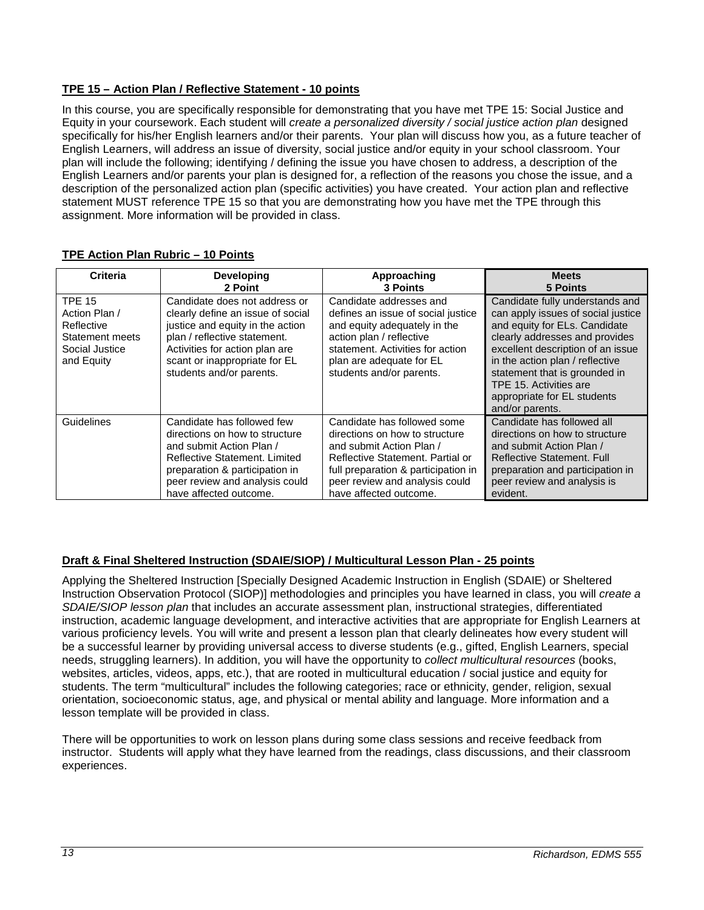**TPE 15 – Action Plan / Reflective Statement - 10 points**

In this course, you are specifically responsible for demonstrating that you have met TPE 15: Social Justice and Equity in your coursework. Each student will *create a personalized diversity / social justice action plan* designed specifically for his/her English learners and/or their parents. Your plan will discuss how you, as a future teacher of English Learners, will address an issue of diversity, social justice and/or equity in your school classroom. Your plan will include the following; identifying / defining the issue you have chosen to address, a description of the English Learners and/or parents your plan is designed for, a reflection of the reasons you chose the issue, and a description of the personalized action plan (specific activities) you have created. Your action plan and reflective statement MUST reference TPE 15 so that you are demonstrating how you have met the TPE through this assignment. More information will be provided in class.

**TPE Action Plan Rubric – 10 Points**

| Criteria | Developing<br>2 Point | Approaching<br>3 Points | Meets<br>5 Points |
|---|---|---|---|
| TPE 15 Action Plan / Reflective Statement meets Social Justice and Equity | Candidate does not address or clearly define an issue of social justice and equity in the action plan / reflective statement. Activities for action plan are scant or inappropriate for EL students and/or parents. | Candidate addresses and defines an issue of social justice and equity adequately in the action plan / reflective statement. Activities for action plan are adequate for EL students and/or parents. | Candidate fully understands and can apply issues of social justice and equity for ELs. Candidate clearly addresses and provides excellent description of an issue in the action plan / reflective statement that is grounded in TPE 15. Activities are appropriate for EL students and/or parents. |
| Guidelines | Candidate has followed few directions on how to structure and submit Action Plan / Reflective Statement. Limited preparation & participation in peer review and analysis could have affected outcome. | Candidate has followed some directions on how to structure and submit Action Plan / Reflective Statement. Partial or full preparation & participation in peer review and analysis could have affected outcome. | Candidate has followed all directions on how to structure and submit Action Plan / Reflective Statement. Full preparation and participation in peer review and analysis is evident. |

**Draft & Final Sheltered Instruction (SDAIE/SIOP) / Multicultural Lesson Plan - 25 points**

Applying the Sheltered Instruction [Specially Designed Academic Instruction in English (SDAIE) or Sheltered Instruction Observation Protocol (SIOP)] methodologies and principles you have learned in class, you will *create a SDAIE/SIOP lesson plan* that includes an accurate assessment plan, instructional strategies, differentiated instruction, academic language development, and interactive activities that are appropriate for English Learners at various proficiency levels. You will write and present a lesson plan that clearly delineates how every student will be a successful learner by providing universal access to diverse students (e.g., gifted, English Learners, special needs, struggling learners). In addition, you will have the opportunity to *collect multicultural resources* (books, websites, articles, videos, apps, etc.), that are rooted in multicultural education / social justice and equity for students. The term "multicultural" includes the following categories; race or ethnicity, gender, religion, sexual orientation, socioeconomic status, age, and physical or mental ability and language. More information and a lesson template will be provided in class.

There will be opportunities to work on lesson plans during some class sessions and receive feedback from instructor. Students will apply what they have learned from the readings, class discussions, and their classroom experiences.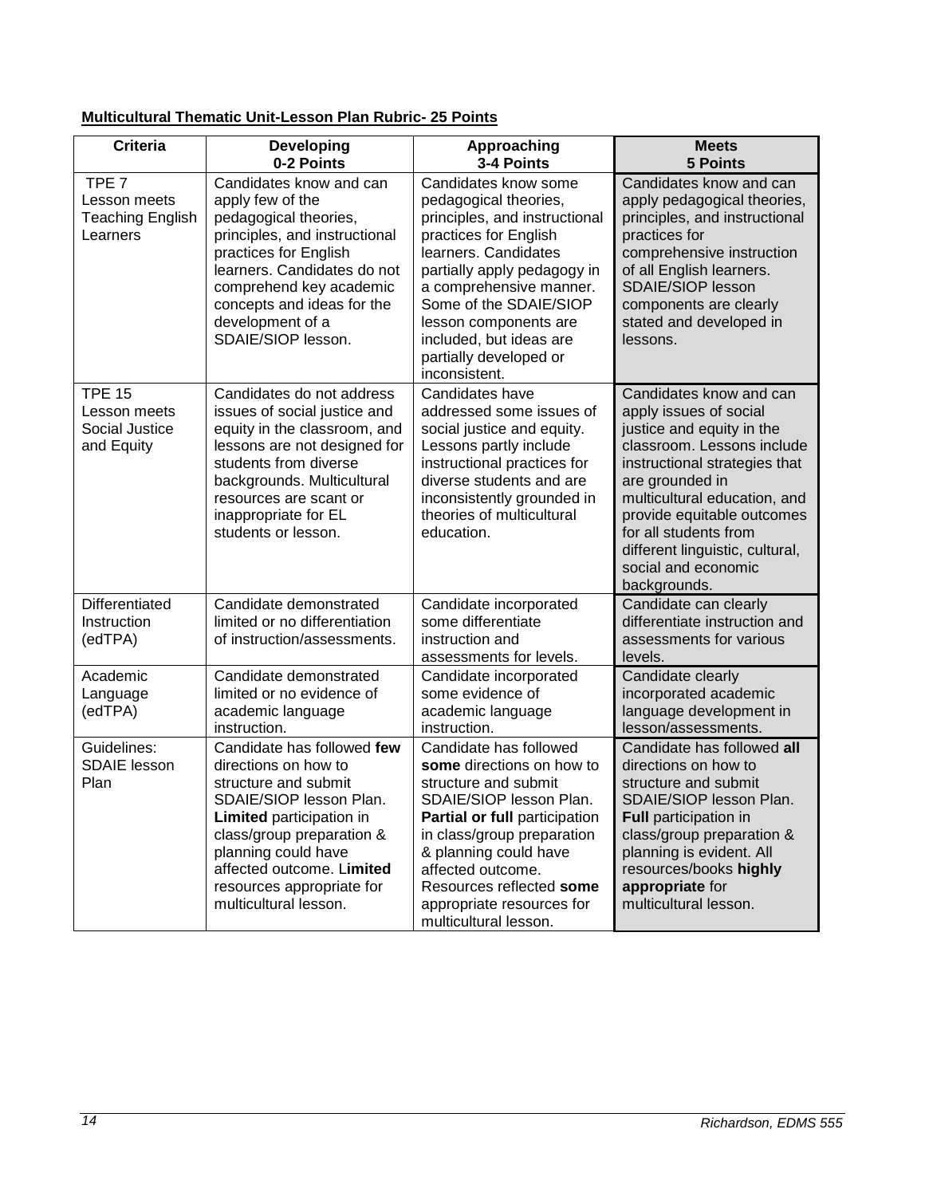**Multicultural Thematic Unit-Lesson Plan Rubric- 25 Points**

| Criteria | Developing<br>0-2 Points | Approaching<br>3-4 Points | Meets<br>5 Points |
|---|---|---|---|
| TPE 7<br>Lesson meets Teaching English Learners | Candidates know and can apply few of the pedagogical theories, principles, and instructional practices for English learners. Candidates do not comprehend key academic concepts and ideas for the development of a SDAIE/SIOP lesson. | Candidates know some pedagogical theories, principles, and instructional practices for English learners. Candidates partially apply pedagogy in a comprehensive manner. Some of the SDAIE/SIOP lesson components are included, but ideas are partially developed or inconsistent. | Candidates know and can apply pedagogical theories, principles, and instructional practices for comprehensive instruction of all English learners. SDAIE/SIOP lesson components are clearly stated and developed in lessons. |
| TPE 15<br>Lesson meets Social Justice and Equity | Candidates do not address issues of social justice and equity in the classroom, and lessons are not designed for students from diverse backgrounds. Multicultural resources are scant or inappropriate for EL students or lesson. | Candidates have addressed some issues of social justice and equity. Lessons partly include instructional practices for diverse students and are inconsistently grounded in theories of multicultural education. | Candidates know and can apply issues of social justice and equity in the classroom. Lessons include instructional strategies that are grounded in multicultural education, and provide equitable outcomes for all students from different linguistic, cultural, social and economic backgrounds. |
| Differentiated Instruction (edTPA) | Candidate demonstrated limited or no differentiation of instruction/assessments. | Candidate incorporated some differentiate instruction and assessments for levels. | Candidate can clearly differentiate instruction and assessments for various levels. |
| Academic Language (edTPA) | Candidate demonstrated limited or no evidence of academic language instruction. | Candidate incorporated some evidence of academic language instruction. | Candidate clearly incorporated academic language development in lesson/assessments. |
| Guidelines: SDAIE lesson Plan | Candidate has followed **few** directions on how to structure and submit SDAIE/SIOP lesson Plan. **Limited** participation in class/group preparation & planning could have affected outcome. L**imited** resources appropriate for multicultural lesson. | Candidate has followed **some** directions on how to structure and submit SDAIE/SIOP lesson Plan. **Partial or full** participation in class/group preparation & planning could have affected outcome. Resources reflected **some** appropriate resources for multicultural lesson. | Candidate has followed **all** directions on how to structure and submit SDAIE/SIOP lesson Plan. **Full** participation in class/group preparation & planning is evident. All resources/books **highly appropriate** for multicultural lesson. |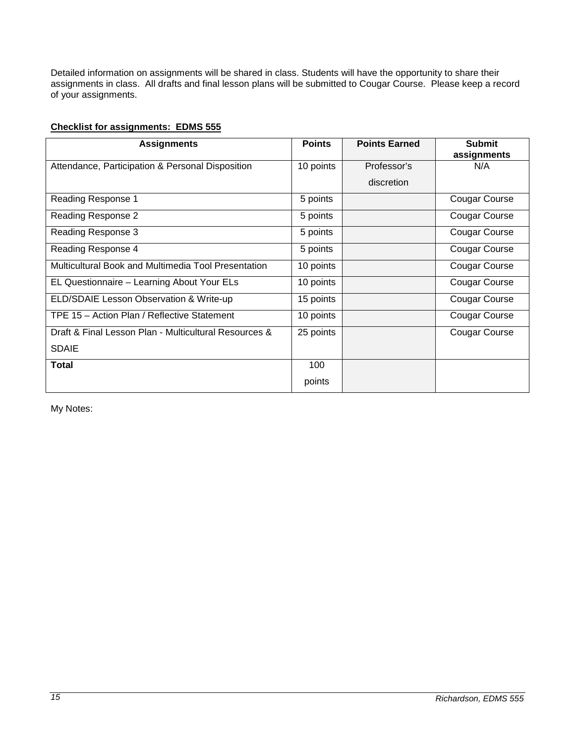Detailed information on assignments will be shared in class. Students will have the opportunity to share their assignments in class. All drafts and final lesson plans will be submitted to Cougar Course. Please keep a record of your assignments.

**Checklist for assignments: EDMS 555**

| Assignments | Points | Points Earned | Submit assignments |
|---|---|---|---|
| Attendance, Participation & Personal Disposition | 10 points | Professor's discretion | N/A |
| Reading Response 1 | 5 points | | Cougar Course |
| Reading Response 2 | 5 points | | Cougar Course |
| Reading Response 3 | 5 points | | Cougar Course |
| Reading Response 4 | 5 points | | Cougar Course |
| Multicultural Book and Multimedia Tool Presentation | 10 points | | Cougar Course |
| EL Questionnaire – Learning About Your ELs | 10 points | | Cougar Course |
| ELD/SDAIE Lesson Observation & Write-up | 15 points | | Cougar Course |
| TPE 15 – Action Plan / Reflective Statement | 10 points | | Cougar Course |
| Draft & Final Lesson Plan - Multicultural Resources & SDAIE | 25 points | | Cougar Course |
| **Total** | 100 points | | |

My Notes: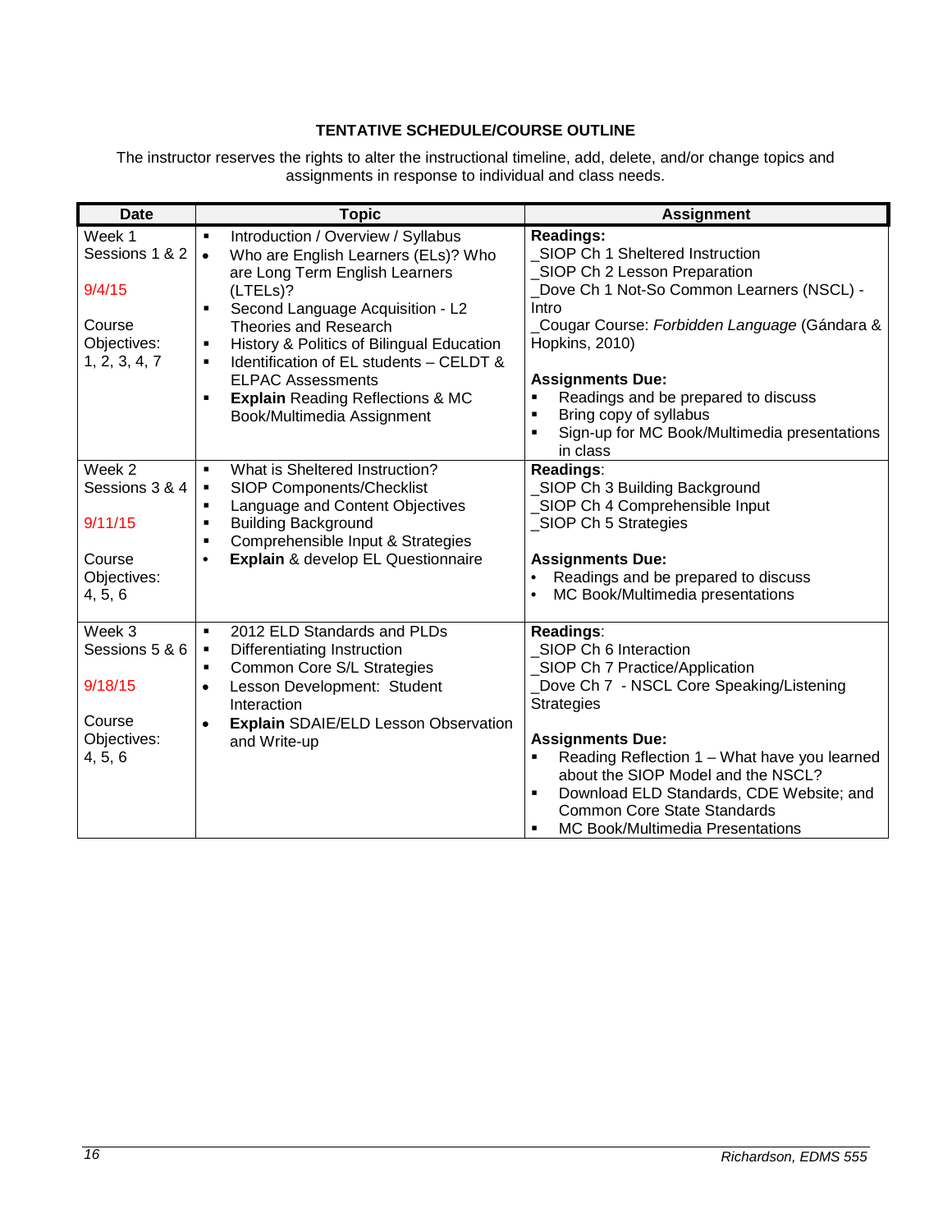## TENTATIVE SCHEDULE/COURSE OUTLINE

The instructor reserves the rights to alter the instructional timeline, add, delete, and/or change topics and assignments in response to individual and class needs.

| Date | Topic | Assignment |
|---|---|---|
| Week 1<br>Sessions 1 & 2<br><br>9/4/15<br><br>Course Objectives: 1, 2, 3, 4, 7 | ▪ Introduction / Overview / Syllabus<br>• Who are English Learners (ELs)? Who are Long Term English Learners (LTELs)?<br>▪ Second Language Acquisition - L2 Theories and Research<br>▪ History & Politics of Bilingual Education<br>▪ Identification of EL students – CELDT & ELPAC Assessments<br>▪ **Explain** Reading Reflections & MC Book/Multimedia Assignment | **Readings:**<br>_SIOP Ch 1 Sheltered Instruction<br>_SIOP Ch 2 Lesson Preparation<br>_Dove Ch 1 Not-So Common Learners (NSCL) - Intro<br>_Cougar Course: *Forbidden Language* (Gándara & Hopkins, 2010)<br><br>**Assignments Due:**<br>▪ Readings and be prepared to discuss<br>▪ Bring copy of syllabus<br>▪ Sign-up for MC Book/Multimedia presentations in class |
| Week 2<br>Sessions 3 & 4<br><br>9/11/15<br><br>Course Objectives: 4, 5, 6 | ▪ What is Sheltered Instruction?<br>▪ SIOP Components/Checklist<br>▪ Language and Content Objectives<br>▪ Building Background<br>▪ Comprehensible Input & Strategies<br>• **Explain** & develop EL Questionnaire | **Readings**:<br>_SIOP Ch 3 Building Background<br>_SIOP Ch 4 Comprehensible Input<br>_SIOP Ch 5 Strategies<br><br>**Assignments Due:**<br>• Readings and be prepared to discuss<br>• MC Book/Multimedia presentations |
| Week 3<br>Sessions 5 & 6<br><br>9/18/15<br><br>Course Objectives: 4, 5, 6 | ▪ 2012 ELD Standards and PLDs<br>▪ Differentiating Instruction<br>▪ Common Core S/L Strategies<br>• Lesson Development: Student Interaction<br>• **Explain** SDAIE/ELD Lesson Observation and Write-up | **Readings**:<br>_SIOP Ch 6 Interaction<br>_SIOP Ch 7 Practice/Application<br>_Dove Ch 7 - NSCL Core Speaking/Listening Strategies<br><br>**Assignments Due:**<br>▪ Reading Reflection 1 – What have you learned about the SIOP Model and the NSCL?<br>▪ Download ELD Standards, CDE Website; and Common Core State Standards<br>▪ MC Book/Multimedia Presentations |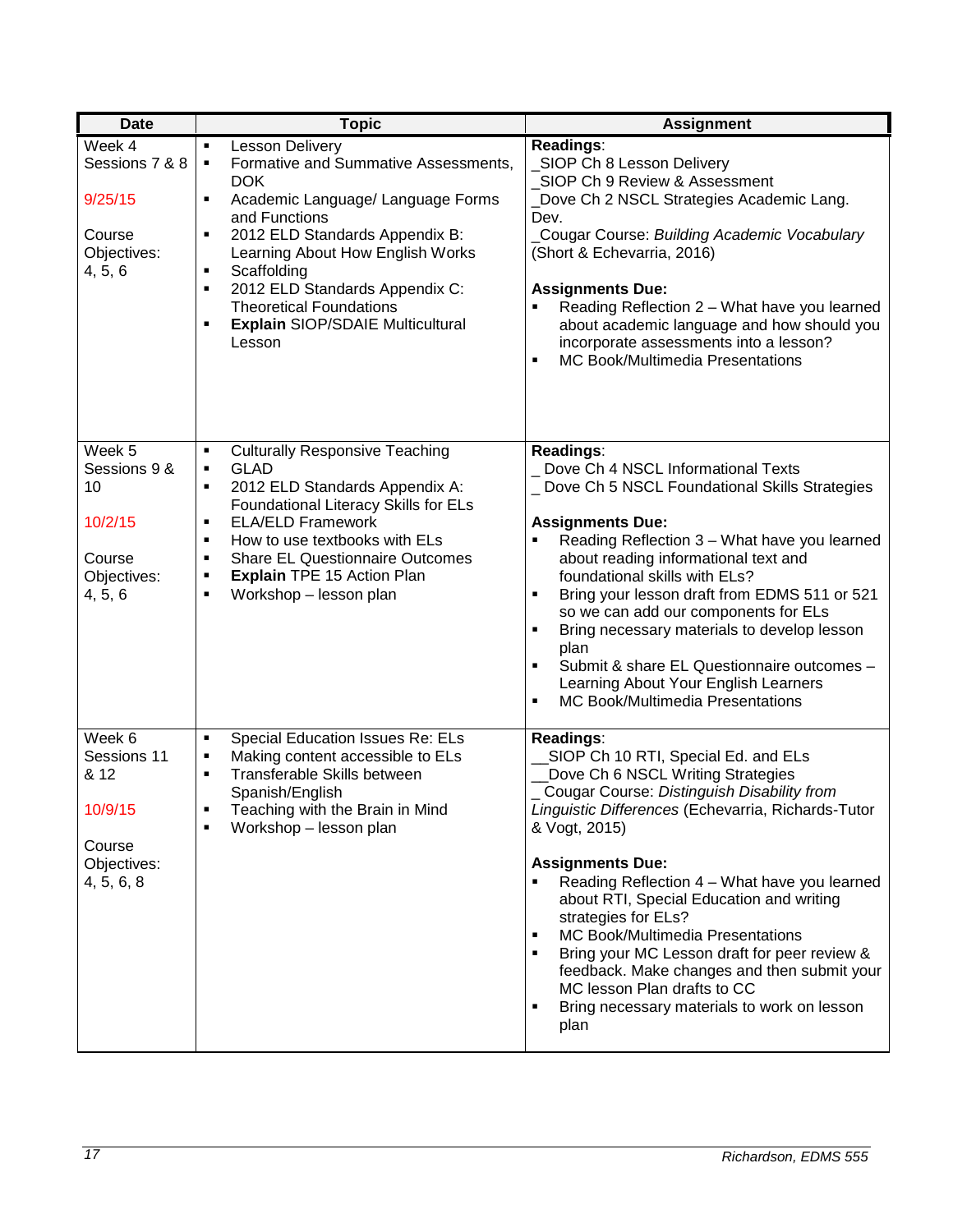| Date | Topic | Assignment |
|---|---|---|
| Week 4<br>Sessions 7 & 8<br><br>9/25/15<br><br>Course Objectives:<br>4, 5, 6 | ▪ Lesson Delivery<br>▪ Formative and Summative Assessments, DOK<br>▪ Academic Language/ Language Forms and Functions<br>▪ 2012 ELD Standards Appendix B: Learning About How English Works<br>▪ Scaffolding<br>▪ 2012 ELD Standards Appendix C: Theoretical Foundations<br>▪ **Explain** SIOP/SDAIE Multicultural Lesson | **Readings**:<br>_SIOP Ch 8 Lesson Delivery<br>_SIOP Ch 9 Review & Assessment<br>_Dove Ch 2 NSCL Strategies Academic Lang. Dev.<br>_Cougar Course: *Building Academic Vocabulary* (Short & Echevarria, 2016)<br><br>**Assignments Due:**<br>▪ Reading Reflection 2 – What have you learned about academic language and how should you incorporate assessments into a lesson?<br>▪ MC Book/Multimedia Presentations |
| Week 5<br>Sessions 9 & 10<br><br>10/2/15<br><br>Course Objectives:<br>4, 5, 6 | ▪ Culturally Responsive Teaching<br>▪ GLAD<br>▪ 2012 ELD Standards Appendix A: Foundational Literacy Skills for ELs<br>▪ ELA/ELD Framework<br>▪ How to use textbooks with ELs<br>▪ Share EL Questionnaire Outcomes<br>▪ **Explain** TPE 15 Action Plan<br>▪ Workshop – lesson plan | **Readings**:<br>_ Dove Ch 4 NSCL Informational Texts<br>_ Dove Ch 5 NSCL Foundational Skills Strategies<br><br>**Assignments Due:**<br>▪ Reading Reflection 3 – What have you learned about reading informational text and foundational skills with ELs?<br>▪ Bring your lesson draft from EDMS 511 or 521 so we can add our components for ELs<br>▪ Bring necessary materials to develop lesson plan<br>▪ Submit & share EL Questionnaire outcomes – Learning About Your English Learners<br>▪ MC Book/Multimedia Presentations |
| Week 6<br>Sessions 11 & 12<br><br>10/9/15<br><br>Course Objectives:<br>4, 5, 6, 8 | ▪ Special Education Issues Re: ELs<br>▪ Making content accessible to ELs<br>▪ Transferable Skills between Spanish/English<br>▪ Teaching with the Brain in Mind<br>▪ Workshop – lesson plan | **Readings**:<br>__SIOP Ch 10 RTI, Special Ed. and ELs<br>__Dove Ch 6 NSCL Writing Strategies<br>_ Cougar Course: *Distinguish Disability from Linguistic Differences* (Echevarria, Richards-Tutor & Vogt, 2015)<br><br>**Assignments Due:**<br>▪ Reading Reflection 4 – What have you learned about RTI, Special Education and writing strategies for ELs?<br>▪ MC Book/Multimedia Presentations<br>▪ Bring your MC Lesson draft for peer review & feedback. Make changes and then submit your MC lesson Plan drafts to CC<br>▪ Bring necessary materials to work on lesson plan |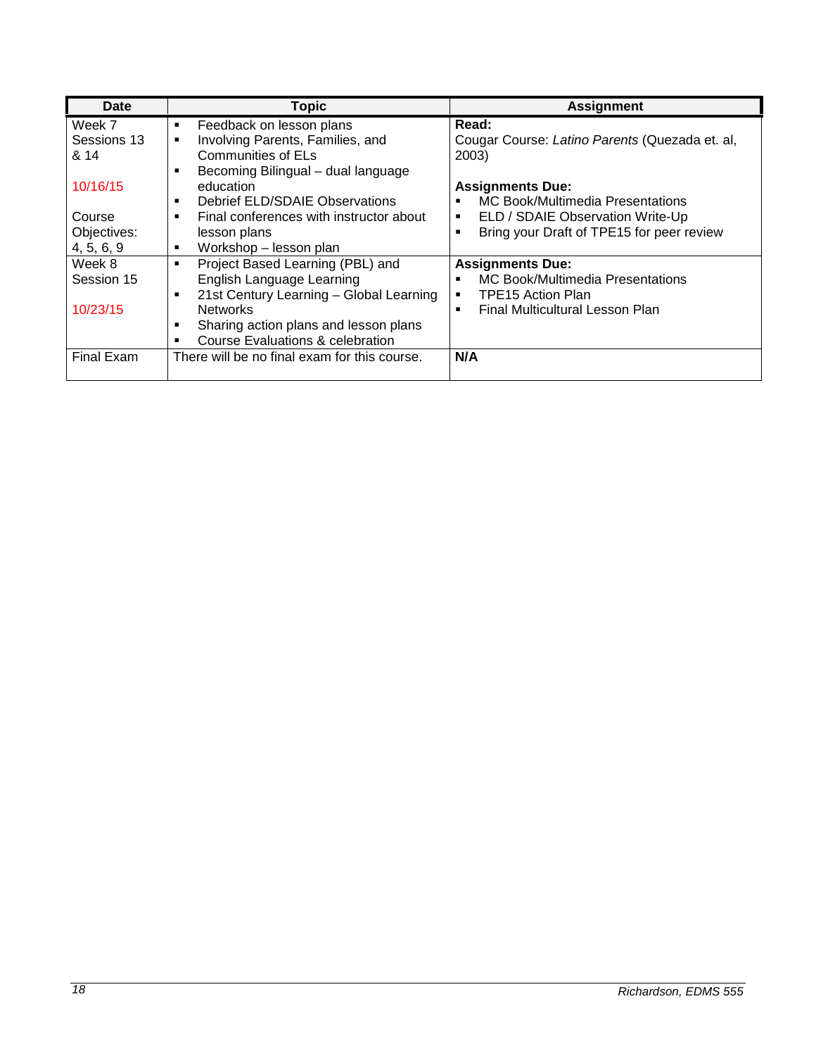| Date | Topic | Assignment |
|---|---|---|
| Week 7<br>Sessions 13 & 14<br><br>10/16/15<br><br>Course Objectives: 4, 5, 6, 9 | ▪ Feedback on lesson plans<br>▪ Involving Parents, Families, and Communities of ELs<br>▪ Becoming Bilingual – dual language education<br>▪ Debrief ELD/SDAIE Observations<br>▪ Final conferences with instructor about lesson plans<br>▪ Workshop – lesson plan | **Read:**<br>Cougar Course: *Latino Parents* (Quezada et. al, 2003)<br><br>**Assignments Due:**<br>▪ MC Book/Multimedia Presentations<br>▪ ELD / SDAIE Observation Write-Up<br>▪ Bring your Draft of TPE15 for peer review |
| Week 8<br>Session 15<br><br>10/23/15 | ▪ Project Based Learning (PBL) and English Language Learning<br>▪ 21st Century Learning – Global Learning Networks<br>▪ Sharing action plans and lesson plans<br>▪ Course Evaluations & celebration | **Assignments Due:**<br>▪ MC Book/Multimedia Presentations<br>▪ TPE15 Action Plan<br>▪ Final Multicultural Lesson Plan |
| Final Exam | There will be no final exam for this course. | **N/A** |